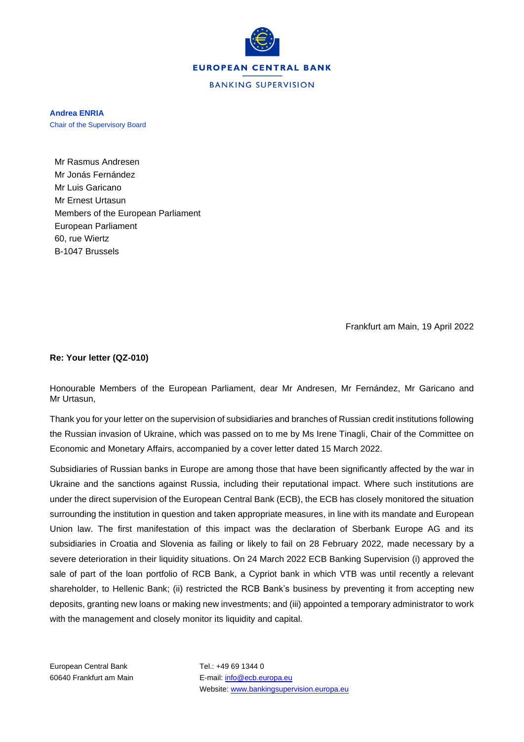EUROPEAN CENTRAL BANK

BANKING SUPERVISION

**Andrea ENRIA**
Chair of the Supervisory Board

Mr Rasmus Andresen
Mr Jonás Fernández
Mr Luis Garicano
Mr Ernest Urtasun
Members of the European Parliament
European Parliament
60, rue Wiertz
B-1047 Brussels

Frankfurt am Main, 19 April 2022

**Re: Your letter (QZ-010)**

Honourable Members of the European Parliament, dear Mr Andresen, Mr Fernández, Mr Garicano and Mr Urtasun,

Thank you for your letter on the supervision of subsidiaries and branches of Russian credit institutions following the Russian invasion of Ukraine, which was passed on to me by Ms Irene Tinagli, Chair of the Committee on Economic and Monetary Affairs, accompanied by a cover letter dated 15 March 2022.

Subsidiaries of Russian banks in Europe are among those that have been significantly affected by the war in Ukraine and the sanctions against Russia, including their reputational impact. Where such institutions are under the direct supervision of the European Central Bank (ECB), the ECB has closely monitored the situation surrounding the institution in question and taken appropriate measures, in line with its mandate and European Union law. The first manifestation of this impact was the declaration of Sberbank Europe AG and its subsidiaries in Croatia and Slovenia as failing or likely to fail on 28 February 2022, made necessary by a severe deterioration in their liquidity situations. On 24 March 2022 ECB Banking Supervision (i) approved the sale of part of the loan portfolio of RCB Bank, a Cypriot bank in which VTB was until recently a relevant shareholder, to Hellenic Bank; (ii) restricted the RCB Bank's business by preventing it from accepting new deposits, granting new loans or making new investments; and (iii) appointed a temporary administrator to work with the management and closely monitor its liquidity and capital.

European Central Bank
60640 Frankfurt am Main

Tel.: +49 69 1344 0
E-mail: info@ecb.europa.eu
Website: www.bankingsupervision.europa.eu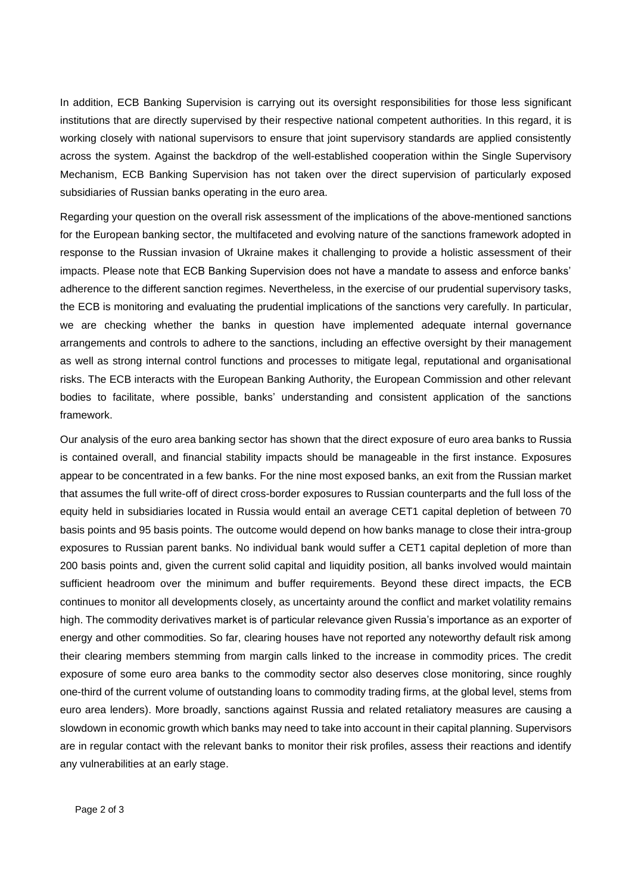In addition, ECB Banking Supervision is carrying out its oversight responsibilities for those less significant institutions that are directly supervised by their respective national competent authorities. In this regard, it is working closely with national supervisors to ensure that joint supervisory standards are applied consistently across the system. Against the backdrop of the well-established cooperation within the Single Supervisory Mechanism, ECB Banking Supervision has not taken over the direct supervision of particularly exposed subsidiaries of Russian banks operating in the euro area.

Regarding your question on the overall risk assessment of the implications of the above-mentioned sanctions for the European banking sector, the multifaceted and evolving nature of the sanctions framework adopted in response to the Russian invasion of Ukraine makes it challenging to provide a holistic assessment of their impacts. Please note that ECB Banking Supervision does not have a mandate to assess and enforce banks' adherence to the different sanction regimes. Nevertheless, in the exercise of our prudential supervisory tasks, the ECB is monitoring and evaluating the prudential implications of the sanctions very carefully. In particular, we are checking whether the banks in question have implemented adequate internal governance arrangements and controls to adhere to the sanctions, including an effective oversight by their management as well as strong internal control functions and processes to mitigate legal, reputational and organisational risks. The ECB interacts with the European Banking Authority, the European Commission and other relevant bodies to facilitate, where possible, banks' understanding and consistent application of the sanctions framework.

Our analysis of the euro area banking sector has shown that the direct exposure of euro area banks to Russia is contained overall, and financial stability impacts should be manageable in the first instance. Exposures appear to be concentrated in a few banks. For the nine most exposed banks, an exit from the Russian market that assumes the full write-off of direct cross-border exposures to Russian counterparts and the full loss of the equity held in subsidiaries located in Russia would entail an average CET1 capital depletion of between 70 basis points and 95 basis points. The outcome would depend on how banks manage to close their intra-group exposures to Russian parent banks. No individual bank would suffer a CET1 capital depletion of more than 200 basis points and, given the current solid capital and liquidity position, all banks involved would maintain sufficient headroom over the minimum and buffer requirements. Beyond these direct impacts, the ECB continues to monitor all developments closely, as uncertainty around the conflict and market volatility remains high. The commodity derivatives market is of particular relevance given Russia's importance as an exporter of energy and other commodities. So far, clearing houses have not reported any noteworthy default risk among their clearing members stemming from margin calls linked to the increase in commodity prices. The credit exposure of some euro area banks to the commodity sector also deserves close monitoring, since roughly one-third of the current volume of outstanding loans to commodity trading firms, at the global level, stems from euro area lenders). More broadly, sanctions against Russia and related retaliatory measures are causing a slowdown in economic growth which banks may need to take into account in their capital planning. Supervisors are in regular contact with the relevant banks to monitor their risk profiles, assess their reactions and identify any vulnerabilities at an early stage.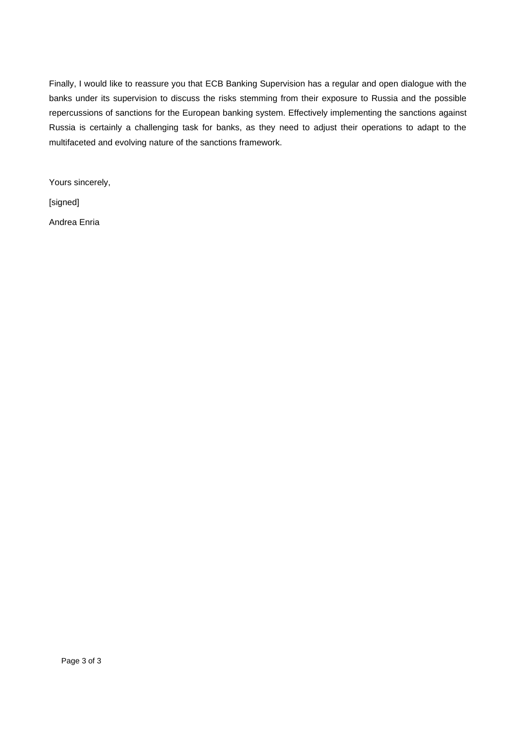Finally, I would like to reassure you that ECB Banking Supervision has a regular and open dialogue with the banks under its supervision to discuss the risks stemming from their exposure to Russia and the possible repercussions of sanctions for the European banking system. Effectively implementing the sanctions against Russia is certainly a challenging task for banks, as they need to adjust their operations to adapt to the multifaceted and evolving nature of the sanctions framework.

Yours sincerely,

[signed]

Andrea Enria